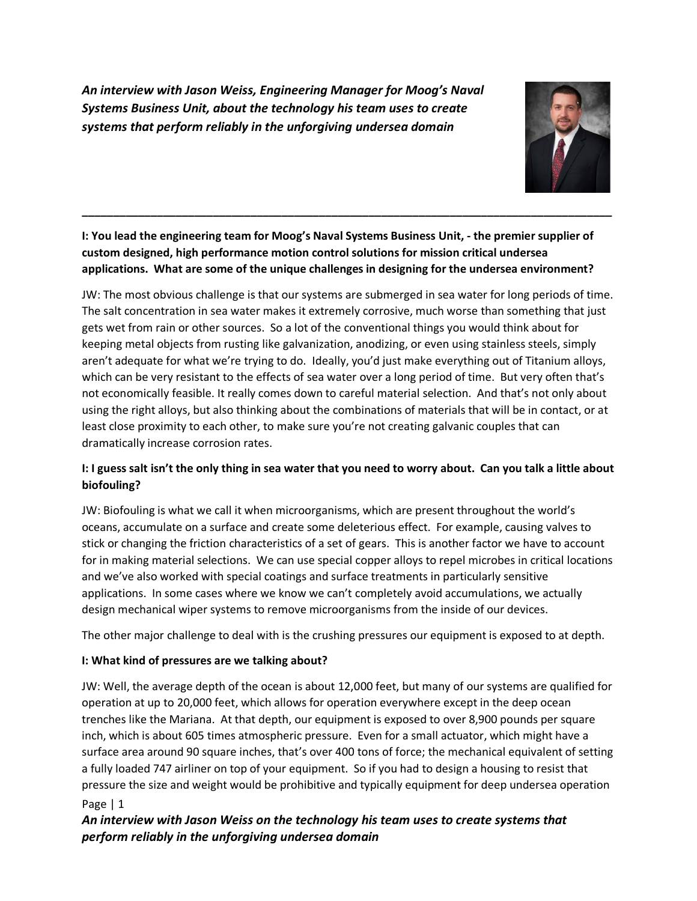***An interview with Jason Weiss, Engineering Manager for Moog's Naval Systems Business Unit, about the technology his team uses to create systems that perform reliably in the unforgiving undersea domain***

---

**I: You lead the engineering team for Moog's Naval Systems Business Unit, - the premier supplier of custom designed, high performance motion control solutions for mission critical undersea applications. What are some of the unique challenges in designing for the undersea environment?**

JW: The most obvious challenge is that our systems are submerged in sea water for long periods of time. The salt concentration in sea water makes it extremely corrosive, much worse than something that just gets wet from rain or other sources. So a lot of the conventional things you would think about for keeping metal objects from rusting like galvanization, anodizing, or even using stainless steels, simply aren't adequate for what we're trying to do. Ideally, you'd just make everything out of Titanium alloys, which can be very resistant to the effects of sea water over a long period of time. But very often that's not economically feasible. It really comes down to careful material selection. And that's not only about using the right alloys, but also thinking about the combinations of materials that will be in contact, or at least close proximity to each other, to make sure you're not creating galvanic couples that can dramatically increase corrosion rates.

**I: I guess salt isn't the only thing in sea water that you need to worry about. Can you talk a little about biofouling?**

JW: Biofouling is what we call it when microorganisms, which are present throughout the world's oceans, accumulate on a surface and create some deleterious effect. For example, causing valves to stick or changing the friction characteristics of a set of gears. This is another factor we have to account for in making material selections. We can use special copper alloys to repel microbes in critical locations and we've also worked with special coatings and surface treatments in particularly sensitive applications. In some cases where we know we can't completely avoid accumulations, we actually design mechanical wiper systems to remove microorganisms from the inside of our devices.

The other major challenge to deal with is the crushing pressures our equipment is exposed to at depth.

**I: What kind of pressures are we talking about?**

JW: Well, the average depth of the ocean is about 12,000 feet, but many of our systems are qualified for operation at up to 20,000 feet, which allows for operation everywhere except in the deep ocean trenches like the Mariana. At that depth, our equipment is exposed to over 8,900 pounds per square inch, which is about 605 times atmospheric pressure. Even for a small actuator, which might have a surface area around 90 square inches, that's over 400 tons of force; the mechanical equivalent of setting a fully loaded 747 airliner on top of your equipment. So if you had to design a housing to resist that pressure the size and weight would be prohibitive and typically equipment for deep undersea operation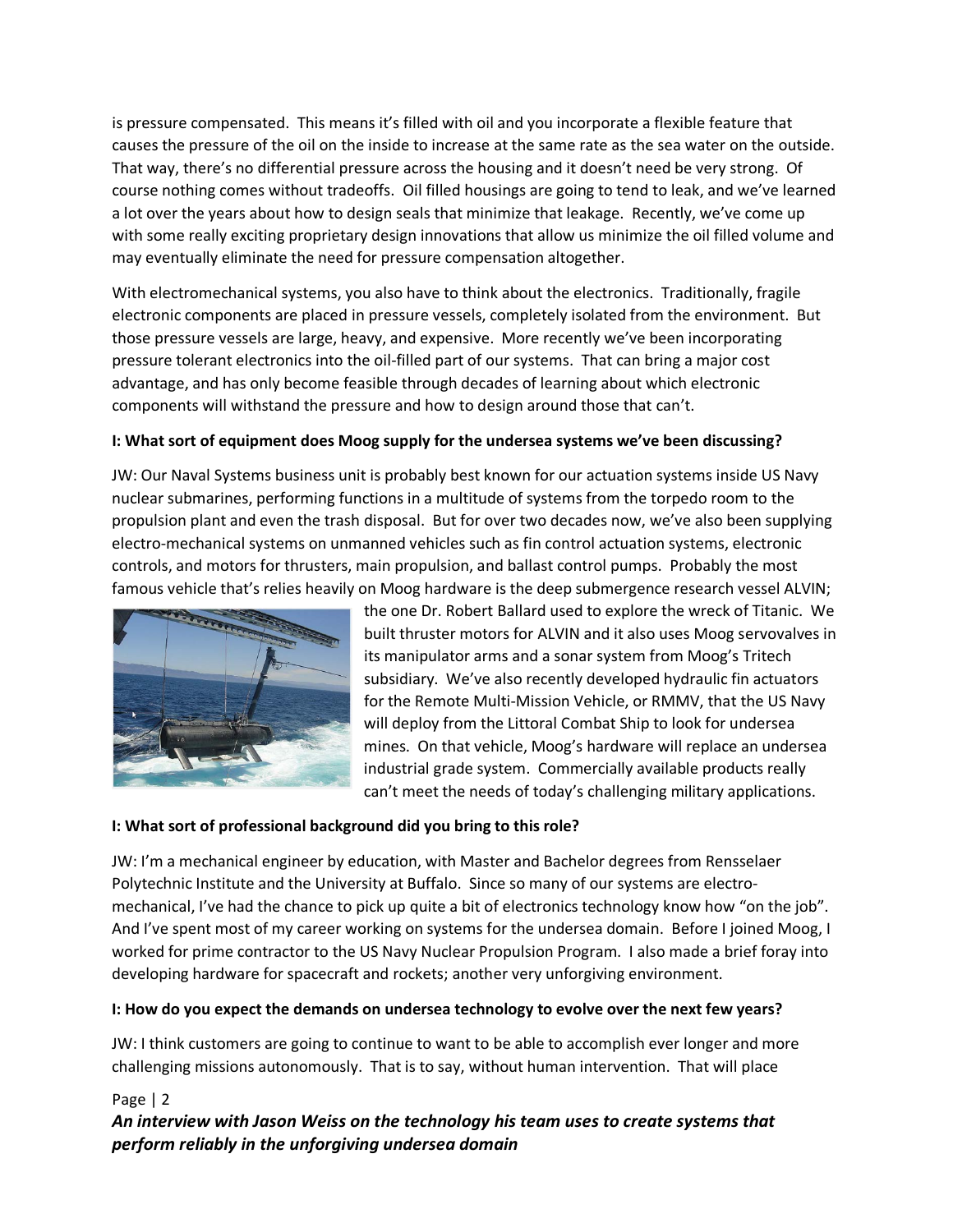is pressure compensated. This means it's filled with oil and you incorporate a flexible feature that causes the pressure of the oil on the inside to increase at the same rate as the sea water on the outside. That way, there's no differential pressure across the housing and it doesn't need be very strong. Of course nothing comes without tradeoffs. Oil filled housings are going to tend to leak, and we've learned a lot over the years about how to design seals that minimize that leakage. Recently, we've come up with some really exciting proprietary design innovations that allow us minimize the oil filled volume and may eventually eliminate the need for pressure compensation altogether.

With electromechanical systems, you also have to think about the electronics. Traditionally, fragile electronic components are placed in pressure vessels, completely isolated from the environment. But those pressure vessels are large, heavy, and expensive. More recently we've been incorporating pressure tolerant electronics into the oil-filled part of our systems. That can bring a major cost advantage, and has only become feasible through decades of learning about which electronic components will withstand the pressure and how to design around those that can't.

**I: What sort of equipment does Moog supply for the undersea systems we've been discussing?**

JW: Our Naval Systems business unit is probably best known for our actuation systems inside US Navy nuclear submarines, performing functions in a multitude of systems from the torpedo room to the propulsion plant and even the trash disposal. But for over two decades now, we've also been supplying electro-mechanical systems on unmanned vehicles such as fin control actuation systems, electronic controls, and motors for thrusters, main propulsion, and ballast control pumps. Probably the most famous vehicle that's relies heavily on Moog hardware is the deep submergence research vessel ALVIN; the one Dr. Robert Ballard used to explore the wreck of Titanic. We built thruster motors for ALVIN and it also uses Moog servovalves in its manipulator arms and a sonar system from Moog's Tritech subsidiary. We've also recently developed hydraulic fin actuators for the Remote Multi-Mission Vehicle, or RMMV, that the US Navy will deploy from the Littoral Combat Ship to look for undersea mines. On that vehicle, Moog's hardware will replace an undersea industrial grade system. Commercially available products really can't meet the needs of today's challenging military applications.

**I: What sort of professional background did you bring to this role?**

JW: I'm a mechanical engineer by education, with Master and Bachelor degrees from Rensselaer Polytechnic Institute and the University at Buffalo. Since so many of our systems are electro-mechanical, I've had the chance to pick up quite a bit of electronics technology know how "on the job". And I've spent most of my career working on systems for the undersea domain. Before I joined Moog, I worked for prime contractor to the US Navy Nuclear Propulsion Program. I also made a brief foray into developing hardware for spacecraft and rockets; another very unforgiving environment.

**I: How do you expect the demands on undersea technology to evolve over the next few years?**

JW: I think customers are going to continue to want to be able to accomplish ever longer and more challenging missions autonomously. That is to say, without human intervention. That will place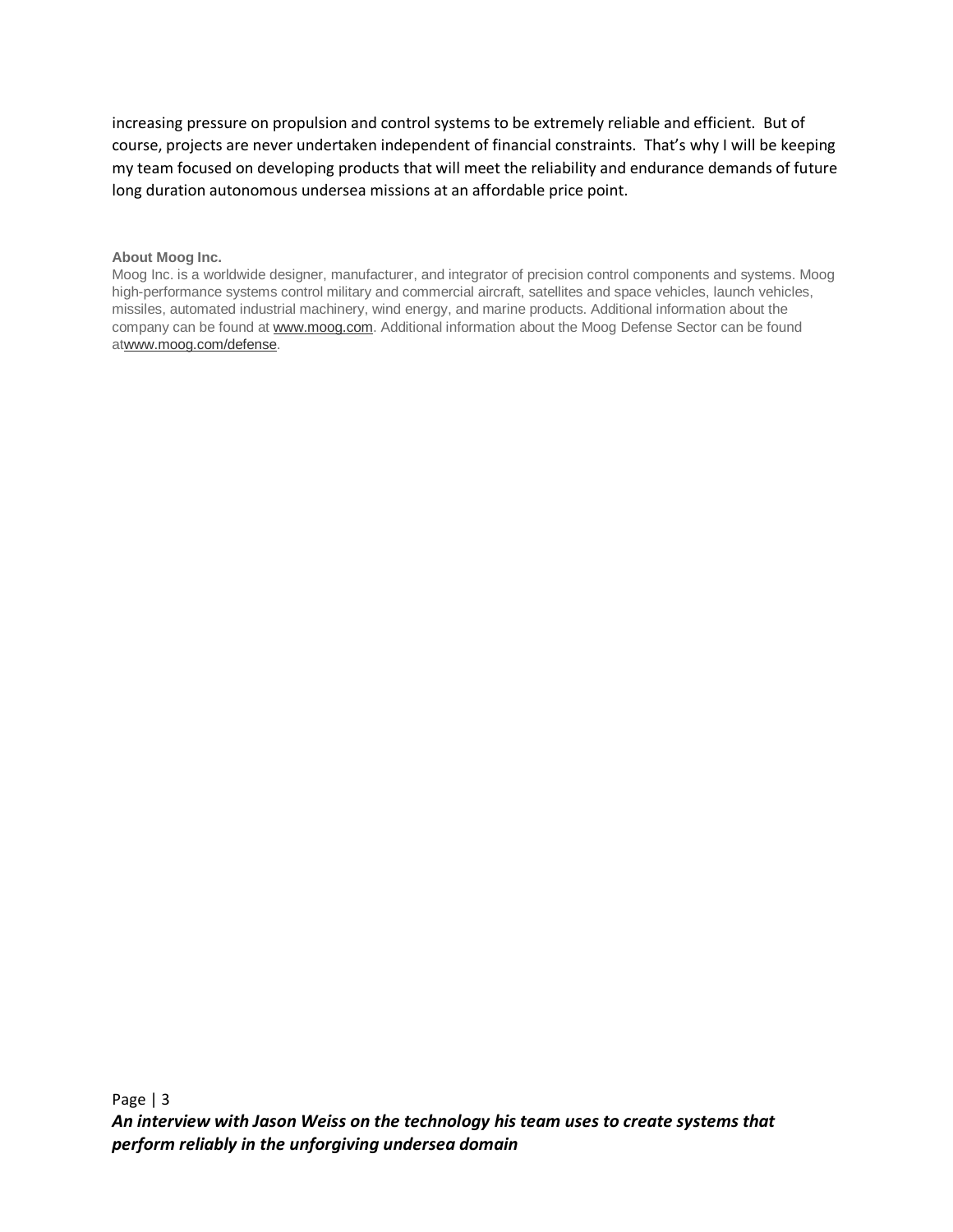increasing pressure on propulsion and control systems to be extremely reliable and efficient. But of course, projects are never undertaken independent of financial constraints. That's why I will be keeping my team focused on developing products that will meet the reliability and endurance demands of future long duration autonomous undersea missions at an affordable price point.

**About Moog Inc.**

Moog Inc. is a worldwide designer, manufacturer, and integrator of precision control components and systems. Moog high-performance systems control military and commercial aircraft, satellites and space vehicles, launch vehicles, missiles, automated industrial machinery, wind energy, and marine products. Additional information about the company can be found at www.moog.com. Additional information about the Moog Defense Sector can be found atwww.moog.com/defense.